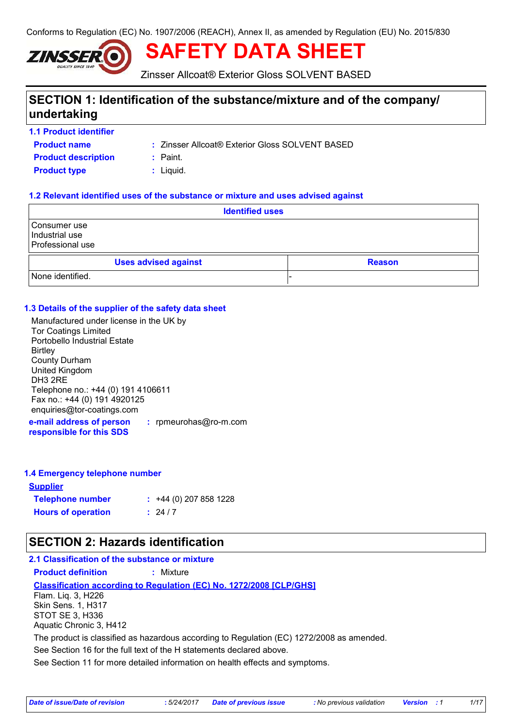Conforms to Regulation (EC) No. 1907/2006 (REACH), Annex II, as amended by Regulation (EU) No. 2015/830

# SAFETY DATA SHEET

Zinsser Allcoat® Exterior Gloss SOLVENT BASED

## SECTION 1: Identification of the substance/mixture and of the company/undertaking

### 1.1 Product identifier

**Product name** : Zinsser Allcoat® Exterior Gloss SOLVENT BASED

**Product description** : Paint.

**Product type** : Liquid.

### 1.2 Relevant identified uses of the substance or mixture and uses advised against

| Identified uses |
|---|
| Consumer use<br>Industrial use<br>Professional use |

| Uses advised against | Reason |
|---|---|
| None identified. | - |

### 1.3 Details of the supplier of the safety data sheet

Manufactured under license in the UK by
Tor Coatings Limited
Portobello Industrial Estate
Birtley
County Durham
United Kingdom
DH3 2RE
Telephone no.: +44 (0) 191 4106611
Fax no.: +44 (0) 191 4920125
enquiries@tor-coatings.com

**e-mail address of person responsible for this SDS** : rpmeurohas@ro-m.com

### 1.4 Emergency telephone number

**Supplier**

**Telephone number** : +44 (0) 207 858 1228

**Hours of operation** : 24 / 7

## SECTION 2: Hazards identification

### 2.1 Classification of the substance or mixture

**Product definition** : Mixture

**Classification according to Regulation (EC) No. 1272/2008 [CLP/GHS]**

Flam. Liq. 3, H226
Skin Sens. 1, H317
STOT SE 3, H336
Aquatic Chronic 3, H412

The product is classified as hazardous according to Regulation (EC) 1272/2008 as amended.

See Section 16 for the full text of the H statements declared above.

See Section 11 for more detailed information on health effects and symptoms.

| Date of issue/Date of revision | : 5/24/2017 | Date of previous issue | : No previous validation | Version | : 1 |
|---|---|---|---|---|---|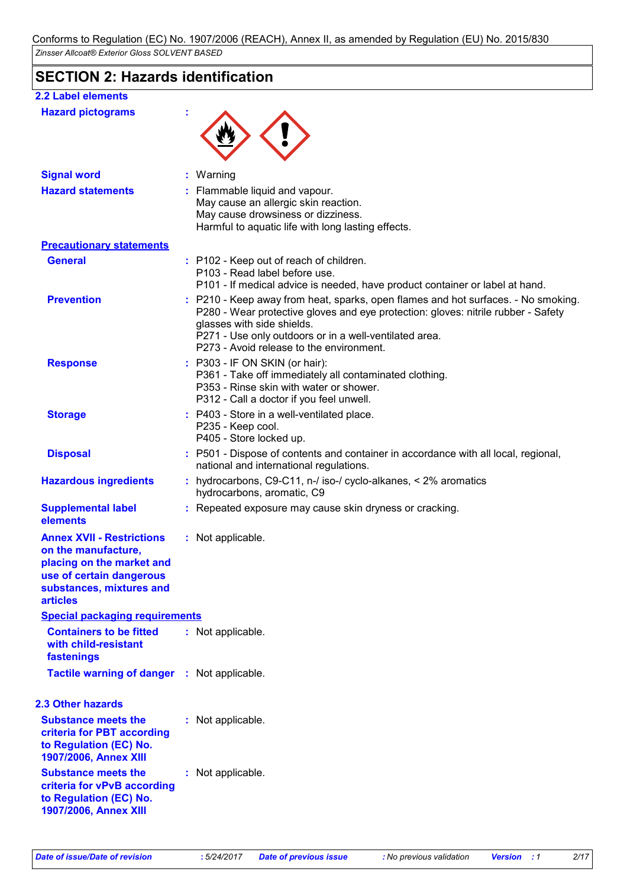Conforms to Regulation (EC) No. 1907/2006 (REACH), Annex II, as amended by Regulation (EU) No. 2015/830

*Zinsser Allcoat® Exterior Gloss SOLVENT BASED*

## SECTION 2: Hazards identification

### 2.2 Label elements

**Hazard pictograms** :

**Signal word** : Warning

**Hazard statements** : Flammable liquid and vapour.
May cause an allergic skin reaction.
May cause drowsiness or dizziness.
Harmful to aquatic life with long lasting effects.

**Precautionary statements**

**General** : P102 - Keep out of reach of children.
P103 - Read label before use.
P101 - If medical advice is needed, have product container or label at hand.

**Prevention** : P210 - Keep away from heat, sparks, open flames and hot surfaces. - No smoking.
P280 - Wear protective gloves and eye protection: gloves: nitrile rubber - Safety glasses with side shields.
P271 - Use only outdoors or in a well-ventilated area.
P273 - Avoid release to the environment.

**Response** : P303 - IF ON SKIN (or hair):
P361 - Take off immediately all contaminated clothing.
P353 - Rinse skin with water or shower.
P312 - Call a doctor if you feel unwell.

**Storage** : P403 - Store in a well-ventilated place.
P235 - Keep cool.
P405 - Store locked up.

**Disposal** : P501 - Dispose of contents and container in accordance with all local, regional, national and international regulations.

**Hazardous ingredients** : hydrocarbons, C9-C11, n-/ iso-/ cyclo-alkanes, < 2% aromatics
hydrocarbons, aromatic, C9

**Supplemental label elements** : Repeated exposure may cause skin dryness or cracking.

**Annex XVII - Restrictions on the manufacture, placing on the market and use of certain dangerous substances, mixtures and articles** : Not applicable.

**Special packaging requirements**

**Containers to be fitted with child-resistant fastenings** : Not applicable.

**Tactile warning of danger** : Not applicable.

### 2.3 Other hazards

**Substance meets the criteria for PBT according to Regulation (EC) No. 1907/2006, Annex XIII** : Not applicable.

**Substance meets the criteria for vPvB according to Regulation (EC) No. 1907/2006, Annex XIII** : Not applicable.

| Date of issue/Date of revision | : 5/24/2017 | Date of previous issue | : No previous validation | Version | : 1 |
|---|---|---|---|---|---|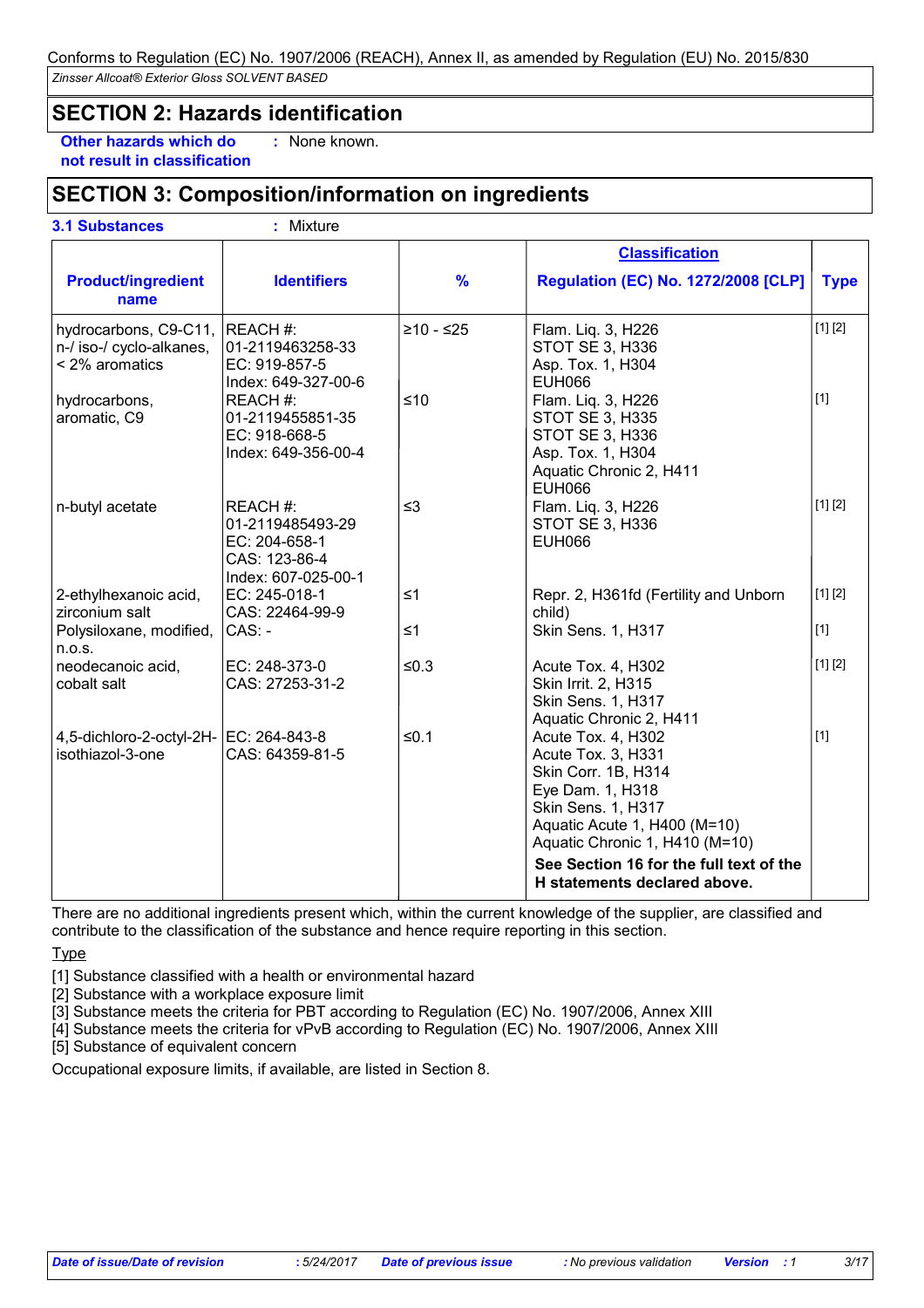## SECTION 2: Hazards identification

**Other hazards which do not result in classification** : None known.

## SECTION 3: Composition/information on ingredients

**3.1 Substances** : Mixture

| Product/ingredient name | Identifiers | % | Classification<br>Regulation (EC) No. 1272/2008 [CLP] | Type |
|---|---|---|---|---|
| hydrocarbons, C9-C11, n-/ iso-/ cyclo-alkanes, < 2% aromatics | REACH #: 01-2119463258-33<br>EC: 919-857-5<br>Index: 649-327-00-6 | ≥10 - ≤25 | Flam. Liq. 3, H226<br>STOT SE 3, H336<br>Asp. Tox. 1, H304<br>EUH066 | [1] [2] |
| hydrocarbons, aromatic, C9 | REACH #: 01-2119455851-35<br>EC: 918-668-5<br>Index: 649-356-00-4 | ≤10 | Flam. Liq. 3, H226<br>STOT SE 3, H335<br>STOT SE 3, H336<br>Asp. Tox. 1, H304<br>Aquatic Chronic 2, H411<br>EUH066 | [1] |
| n-butyl acetate | REACH #: 01-2119485493-29<br>EC: 204-658-1<br>CAS: 123-86-4<br>Index: 607-025-00-1 | ≤3 | Flam. Liq. 3, H226<br>STOT SE 3, H336<br>EUH066 | [1] [2] |
| 2-ethylhexanoic acid, zirconium salt | EC: 245-018-1<br>CAS: 22464-99-9 | ≤1 | Repr. 2, H361fd (Fertility and Unborn child) | [1] [2] |
| Polysiloxane, modified, n.o.s. | CAS: - | ≤1 | Skin Sens. 1, H317 | [1] |
| neodecanoic acid, cobalt salt | EC: 248-373-0<br>CAS: 27253-31-2 | ≤0.3 | Acute Tox. 4, H302<br>Skin Irrit. 2, H315<br>Skin Sens. 1, H317<br>Aquatic Chronic 2, H411 | [1] [2] |
| 4,5-dichloro-2-octyl-2H-isothiazol-3-one | EC: 264-843-8<br>CAS: 64359-81-5 | ≤0.1 | Acute Tox. 4, H302<br>Acute Tox. 3, H331<br>Skin Corr. 1B, H314<br>Eye Dam. 1, H318<br>Skin Sens. 1, H317<br>Aquatic Acute 1, H400 (M=10)<br>Aquatic Chronic 1, H410 (M=10)<br>**See Section 16 for the full text of the H statements declared above.** | [1] |

There are no additional ingredients present which, within the current knowledge of the supplier, are classified and contribute to the classification of the substance and hence require reporting in this section.

Type

[1] Substance classified with a health or environmental hazard
[2] Substance with a workplace exposure limit
[3] Substance meets the criteria for PBT according to Regulation (EC) No. 1907/2006, Annex XIII
[4] Substance meets the criteria for vPvB according to Regulation (EC) No. 1907/2006, Annex XIII
[5] Substance of equivalent concern

Occupational exposure limits, if available, are listed in Section 8.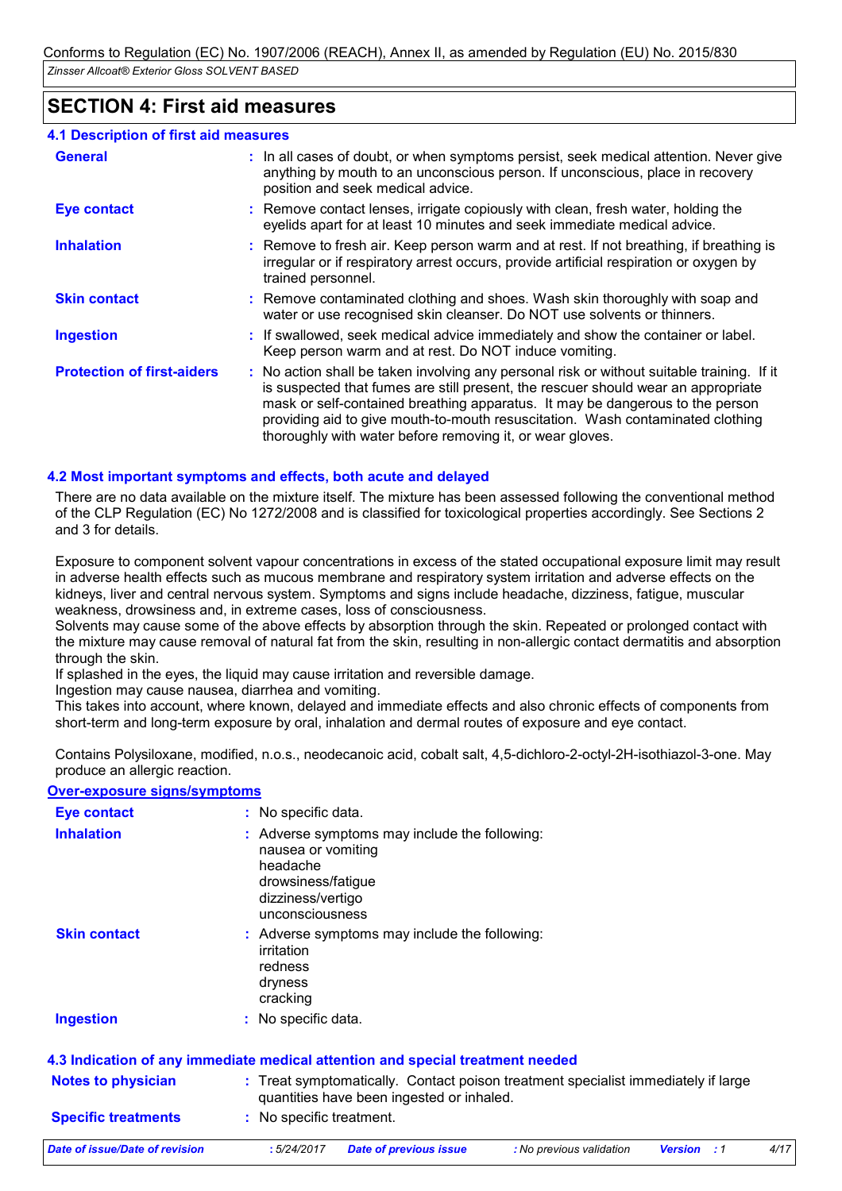## SECTION 4: First aid measures

### 4.1 Description of first aid measures

| | |
|---|---|
| **General** | : In all cases of doubt, or when symptoms persist, seek medical attention. Never give anything by mouth to an unconscious person. If unconscious, place in recovery position and seek medical advice. |
| **Eye contact** | : Remove contact lenses, irrigate copiously with clean, fresh water, holding the eyelids apart for at least 10 minutes and seek immediate medical advice. |
| **Inhalation** | : Remove to fresh air. Keep person warm and at rest. If not breathing, if breathing is irregular or if respiratory arrest occurs, provide artificial respiration or oxygen by trained personnel. |
| **Skin contact** | : Remove contaminated clothing and shoes. Wash skin thoroughly with soap and water or use recognised skin cleanser. Do NOT use solvents or thinners. |
| **Ingestion** | : If swallowed, seek medical advice immediately and show the container or label. Keep person warm and at rest. Do NOT induce vomiting. |
| **Protection of first-aiders** | : No action shall be taken involving any personal risk or without suitable training. If it is suspected that fumes are still present, the rescuer should wear an appropriate mask or self-contained breathing apparatus. It may be dangerous to the person providing aid to give mouth-to-mouth resuscitation. Wash contaminated clothing thoroughly with water before removing it, or wear gloves. |

### 4.2 Most important symptoms and effects, both acute and delayed

There are no data available on the mixture itself. The mixture has been assessed following the conventional method of the CLP Regulation (EC) No 1272/2008 and is classified for toxicological properties accordingly. See Sections 2 and 3 for details.

Exposure to component solvent vapour concentrations in excess of the stated occupational exposure limit may result in adverse health effects such as mucous membrane and respiratory system irritation and adverse effects on the kidneys, liver and central nervous system. Symptoms and signs include headache, dizziness, fatigue, muscular weakness, drowsiness and, in extreme cases, loss of consciousness.
Solvents may cause some of the above effects by absorption through the skin. Repeated or prolonged contact with the mixture may cause removal of natural fat from the skin, resulting in non-allergic contact dermatitis and absorption through the skin.
If splashed in the eyes, the liquid may cause irritation and reversible damage.
Ingestion may cause nausea, diarrhea and vomiting.
This takes into account, where known, delayed and immediate effects and also chronic effects of components from short-term and long-term exposure by oral, inhalation and dermal routes of exposure and eye contact.

Contains Polysiloxane, modified, n.o.s., neodecanoic acid, cobalt salt, 4,5-dichloro-2-octyl-2H-isothiazol-3-one. May produce an allergic reaction.

**Over-exposure signs/symptoms**

| | |
|---|---|
| **Eye contact** | : No specific data. |
| **Inhalation** | : Adverse symptoms may include the following:<br>nausea or vomiting<br>headache<br>drowsiness/fatigue<br>dizziness/vertigo<br>unconsciousness |
| **Skin contact** | : Adverse symptoms may include the following:<br>irritation<br>redness<br>dryness<br>cracking |
| **Ingestion** | : No specific data. |

### 4.3 Indication of any immediate medical attention and special treatment needed

| | |
|---|---|
| **Notes to physician** | : Treat symptomatically. Contact poison treatment specialist immediately if large quantities have been ingested or inhaled. |
| **Specific treatments** | : No specific treatment. |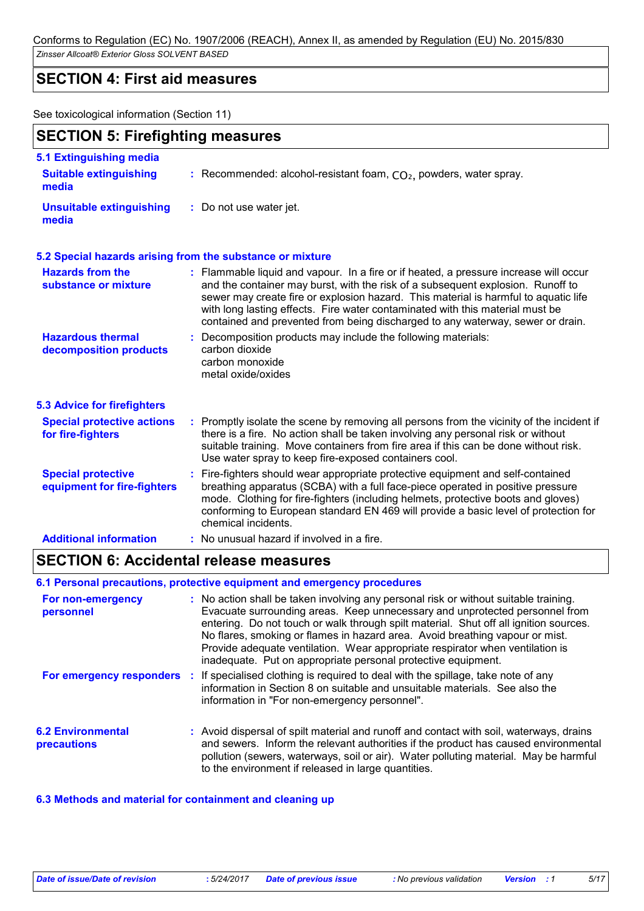## SECTION 4: First aid measures

See toxicological information (Section 11)

## SECTION 5: Firefighting measures

### 5.1 Extinguishing media

| | |
|---|---|
| **Suitable extinguishing media** | : Recommended: alcohol-resistant foam, $CO_2$, powders, water spray. |
| **Unsuitable extinguishing media** | : Do not use water jet. |

### 5.2 Special hazards arising from the substance or mixture

| | |
|---|---|
| **Hazards from the substance or mixture** | : Flammable liquid and vapour. In a fire or if heated, a pressure increase will occur and the container may burst, with the risk of a subsequent explosion. Runoff to sewer may create fire or explosion hazard. This material is harmful to aquatic life with long lasting effects. Fire water contaminated with this material must be contained and prevented from being discharged to any waterway, sewer or drain. |
| **Hazardous thermal decomposition products** | : Decomposition products may include the following materials: carbon dioxide carbon monoxide metal oxide/oxides |

### 5.3 Advice for firefighters

| | |
|---|---|
| **Special protective actions for fire-fighters** | : Promptly isolate the scene by removing all persons from the vicinity of the incident if there is a fire. No action shall be taken involving any personal risk or without suitable training. Move containers from fire area if this can be done without risk. Use water spray to keep fire-exposed containers cool. |
| **Special protective equipment for fire-fighters** | : Fire-fighters should wear appropriate protective equipment and self-contained breathing apparatus (SCBA) with a full face-piece operated in positive pressure mode. Clothing for fire-fighters (including helmets, protective boots and gloves) conforming to European standard EN 469 will provide a basic level of protection for chemical incidents. |
| **Additional information** | : No unusual hazard if involved in a fire. |

## SECTION 6: Accidental release measures

### 6.1 Personal precautions, protective equipment and emergency procedures

| | |
|---|---|
| **For non-emergency personnel** | : No action shall be taken involving any personal risk or without suitable training. Evacuate surrounding areas. Keep unnecessary and unprotected personnel from entering. Do not touch or walk through spilt material. Shut off all ignition sources. No flares, smoking or flames in hazard area. Avoid breathing vapour or mist. Provide adequate ventilation. Wear appropriate respirator when ventilation is inadequate. Put on appropriate personal protective equipment. |
| **For emergency responders** | : If specialised clothing is required to deal with the spillage, take note of any information in Section 8 on suitable and unsuitable materials. See also the information in "For non-emergency personnel". |

| | |
|---|---|
| **6.2 Environmental precautions** | : Avoid dispersal of spilt material and runoff and contact with soil, waterways, drains and sewers. Inform the relevant authorities if the product has caused environmental pollution (sewers, waterways, soil or air). Water polluting material. May be harmful to the environment if released in large quantities. |

### 6.3 Methods and material for containment and cleaning up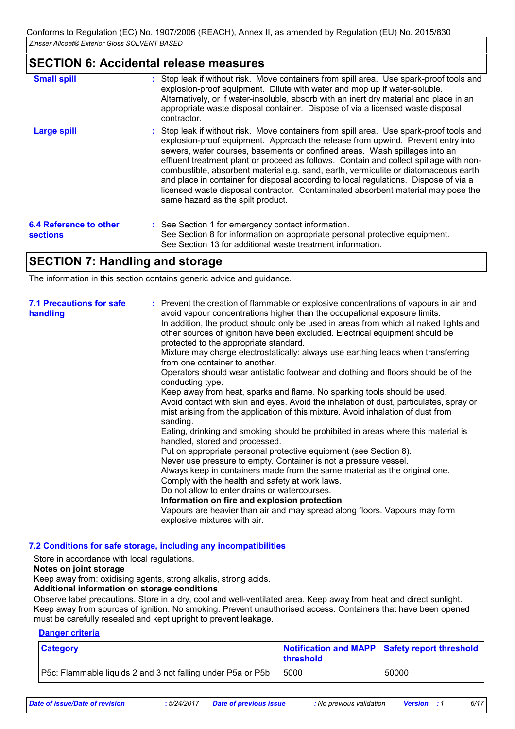## SECTION 6: Accidental release measures

**Small spill** : Stop leak if without risk. Move containers from spill area. Use spark-proof tools and explosion-proof equipment. Dilute with water and mop up if water-soluble. Alternatively, or if water-insoluble, absorb with an inert dry material and place in an appropriate waste disposal container. Dispose of via a licensed waste disposal contractor.

**Large spill** : Stop leak if without risk. Move containers from spill area. Use spark-proof tools and explosion-proof equipment. Approach the release from upwind. Prevent entry into sewers, water courses, basements or confined areas. Wash spillages into an effluent treatment plant or proceed as follows. Contain and collect spillage with non-combustible, absorbent material e.g. sand, earth, vermiculite or diatomaceous earth and place in container for disposal according to local regulations. Dispose of via a licensed waste disposal contractor. Contaminated absorbent material may pose the same hazard as the spilt product.

**6.4 Reference to other sections** : See Section 1 for emergency contact information.
See Section 8 for information on appropriate personal protective equipment.
See Section 13 for additional waste treatment information.

## SECTION 7: Handling and storage

The information in this section contains generic advice and guidance.

**7.1 Precautions for safe handling** : Prevent the creation of flammable or explosive concentrations of vapours in air and avoid vapour concentrations higher than the occupational exposure limits.
In addition, the product should only be used in areas from which all naked lights and other sources of ignition have been excluded. Electrical equipment should be protected to the appropriate standard.
Mixture may charge electrostatically: always use earthing leads when transferring from one container to another.
Operators should wear antistatic footwear and clothing and floors should be of the conducting type.
Keep away from heat, sparks and flame. No sparking tools should be used.
Avoid contact with skin and eyes. Avoid the inhalation of dust, particulates, spray or mist arising from the application of this mixture. Avoid inhalation of dust from sanding.
Eating, drinking and smoking should be prohibited in areas where this material is handled, stored and processed.
Put on appropriate personal protective equipment (see Section 8).
Never use pressure to empty. Container is not a pressure vessel.
Always keep in containers made from the same material as the original one.
Comply with the health and safety at work laws.
Do not allow to enter drains or watercourses.
**Information on fire and explosion protection**
Vapours are heavier than air and may spread along floors. Vapours may form explosive mixtures with air.

**7.2 Conditions for safe storage, including any incompatibilities**

Store in accordance with local regulations.
**Notes on joint storage**
Keep away from: oxidising agents, strong alkalis, strong acids.
**Additional information on storage conditions**
Observe label precautions. Store in a dry, cool and well-ventilated area. Keep away from heat and direct sunlight. Keep away from sources of ignition. No smoking. Prevent unauthorised access. Containers that have been opened must be carefully resealed and kept upright to prevent leakage.

**Danger criteria**

| Category | Notification and MAPP threshold | Safety report threshold |
|---|---|---|
| P5c: Flammable liquids 2 and 3 not falling under P5a or P5b | 5000 | 50000 |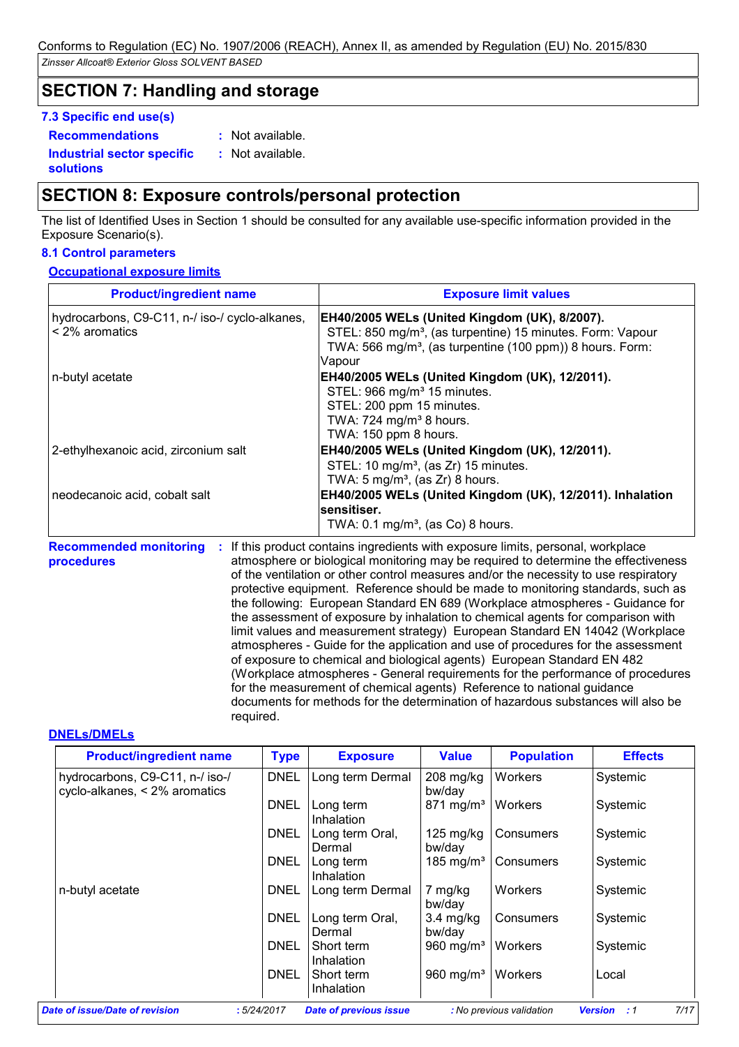## SECTION 7: Handling and storage

### 7.3 Specific end use(s)

**Recommendations** : Not available.

**Industrial sector specific solutions** : Not available.

## SECTION 8: Exposure controls/personal protection

The list of Identified Uses in Section 1 should be consulted for any available use-specific information provided in the Exposure Scenario(s).

### 8.1 Control parameters

**Occupational exposure limits**

| Product/ingredient name | Exposure limit values |
|---|---|
| hydrocarbons, C9-C11, n-/ iso-/ cyclo-alkanes, < 2% aromatics | **EH40/2005 WELs (United Kingdom (UK), 8/2007).**<br>STEL: 850 mg/m³, (as turpentine) 15 minutes. Form: Vapour<br>TWA: 566 mg/m³, (as turpentine (100 ppm)) 8 hours. Form: Vapour |
| n-butyl acetate | **EH40/2005 WELs (United Kingdom (UK), 12/2011).**<br>STEL: 966 mg/m³ 15 minutes.<br>STEL: 200 ppm 15 minutes.<br>TWA: 724 mg/m³ 8 hours.<br>TWA: 150 ppm 8 hours. |
| 2-ethylhexanoic acid, zirconium salt | **EH40/2005 WELs (United Kingdom (UK), 12/2011).**<br>STEL: 10 mg/m³, (as Zr) 15 minutes.<br>TWA: 5 mg/m³, (as Zr) 8 hours. |
| neodecanoic acid, cobalt salt | **EH40/2005 WELs (United Kingdom (UK), 12/2011). Inhalation sensitiser.**<br>TWA: 0.1 mg/m³, (as Co) 8 hours. |

**Recommended monitoring procedures** : If this product contains ingredients with exposure limits, personal, workplace atmosphere or biological monitoring may be required to determine the effectiveness of the ventilation or other control measures and/or the necessity to use respiratory protective equipment. Reference should be made to monitoring standards, such as the following: European Standard EN 689 (Workplace atmospheres - Guidance for the assessment of exposure by inhalation to chemical agents for comparison with limit values and measurement strategy) European Standard EN 14042 (Workplace atmospheres - Guide for the application and use of procedures for the assessment of exposure to chemical and biological agents) European Standard EN 482 (Workplace atmospheres - General requirements for the performance of procedures for the measurement of chemical agents) Reference to national guidance documents for methods for the determination of hazardous substances will also be required.

**DNELs/DMELs**

| Product/ingredient name | Type | Exposure | Value | Population | Effects |
|---|---|---|---|---|---|
| hydrocarbons, C9-C11, n-/ iso-/ cyclo-alkanes, < 2% aromatics | DNEL | Long term Dermal | 208 mg/kg bw/day | Workers | Systemic |
| | DNEL | Long term Inhalation | 871 mg/m³ | Workers | Systemic |
| | DNEL | Long term Oral, Dermal | 125 mg/kg bw/day | Consumers | Systemic |
| | DNEL | Long term Inhalation | 185 mg/m³ | Consumers | Systemic |
| n-butyl acetate | DNEL | Long term Dermal | 7 mg/kg bw/day | Workers | Systemic |
| | DNEL | Long term Oral, Dermal | 3.4 mg/kg bw/day | Consumers | Systemic |
| | DNEL | Short term Inhalation | 960 mg/m³ | Workers | Systemic |
| | DNEL | Short term Inhalation | 960 mg/m³ | Workers | Local |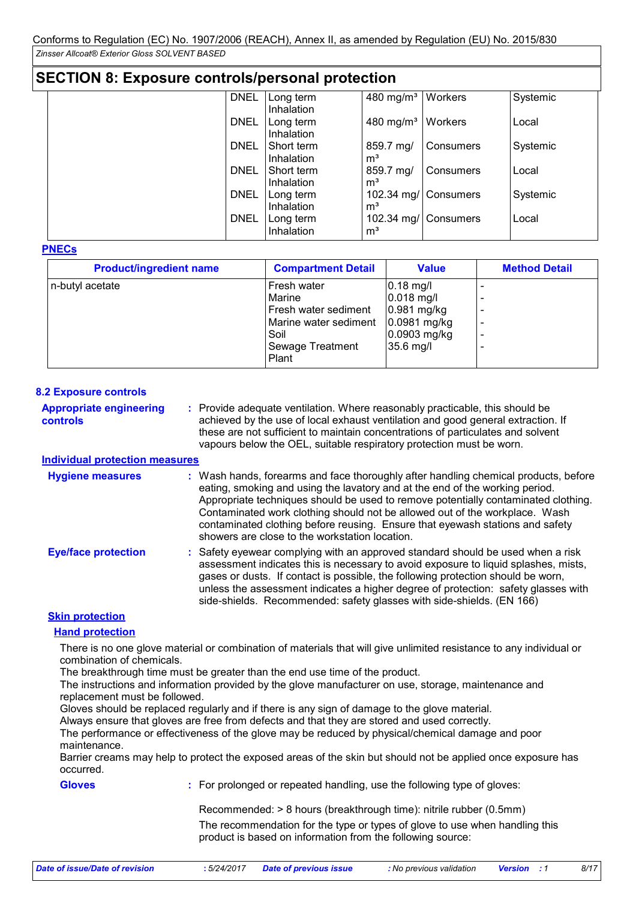## SECTION 8: Exposure controls/personal protection

| | | | | | |
|---|---|---|---|---|---|
| | DNEL | Long term Inhalation | 480 mg/m³ | Workers | Systemic |
| | DNEL | Long term Inhalation | 480 mg/m³ | Workers | Local |
| | DNEL | Short term Inhalation | 859.7 mg/m³ | Consumers | Systemic |
| | DNEL | Short term Inhalation | 859.7 mg/m³ | Consumers | Local |
| | DNEL | Long term Inhalation | 102.34 mg/m³ | Consumers | Systemic |
| | DNEL | Long term Inhalation | 102.34 mg/m³ | Consumers | Local |

**PNECs**

| Product/ingredient name | Compartment Detail | Value | Method Detail |
|---|---|---|---|
| n-butyl acetate | Fresh water<br>Marine<br>Fresh water sediment<br>Marine water sediment<br>Soil<br>Sewage Treatment Plant | 0.18 mg/l<br>0.018 mg/l<br>0.981 mg/kg<br>0.0981 mg/kg<br>0.0903 mg/kg<br>35.6 mg/l | -<br>-<br>-<br>-<br>-<br>- |

### 8.2 Exposure controls

**Appropriate engineering controls** : Provide adequate ventilation. Where reasonably practicable, this should be achieved by the use of local exhaust ventilation and good general extraction. If these are not sufficient to maintain concentrations of particulates and solvent vapours below the OEL, suitable respiratory protection must be worn.

**Individual protection measures**

**Hygiene measures** : Wash hands, forearms and face thoroughly after handling chemical products, before eating, smoking and using the lavatory and at the end of the working period. Appropriate techniques should be used to remove potentially contaminated clothing. Contaminated work clothing should not be allowed out of the workplace. Wash contaminated clothing before reusing. Ensure that eyewash stations and safety showers are close to the workstation location.

**Eye/face protection** : Safety eyewear complying with an approved standard should be used when a risk assessment indicates this is necessary to avoid exposure to liquid splashes, mists, gases or dusts. If contact is possible, the following protection should be worn, unless the assessment indicates a higher degree of protection: safety glasses with side-shields. Recommended: safety glasses with side-shields. (EN 166)

**Skin protection**

**Hand protection**

There is no one glove material or combination of materials that will give unlimited resistance to any individual or combination of chemicals.
The breakthrough time must be greater than the end use time of the product.
The instructions and information provided by the glove manufacturer on use, storage, maintenance and replacement must be followed.
Gloves should be replaced regularly and if there is any sign of damage to the glove material.
Always ensure that gloves are free from defects and that they are stored and used correctly.
The performance or effectiveness of the glove may be reduced by physical/chemical damage and poor maintenance.
Barrier creams may help to protect the exposed areas of the skin but should not be applied once exposure has occurred.

**Gloves** : For prolonged or repeated handling, use the following type of gloves:

Recommended: > 8 hours (breakthrough time): nitrile rubber (0.5mm)

The recommendation for the type or types of glove to use when handling this product is based on information from the following source: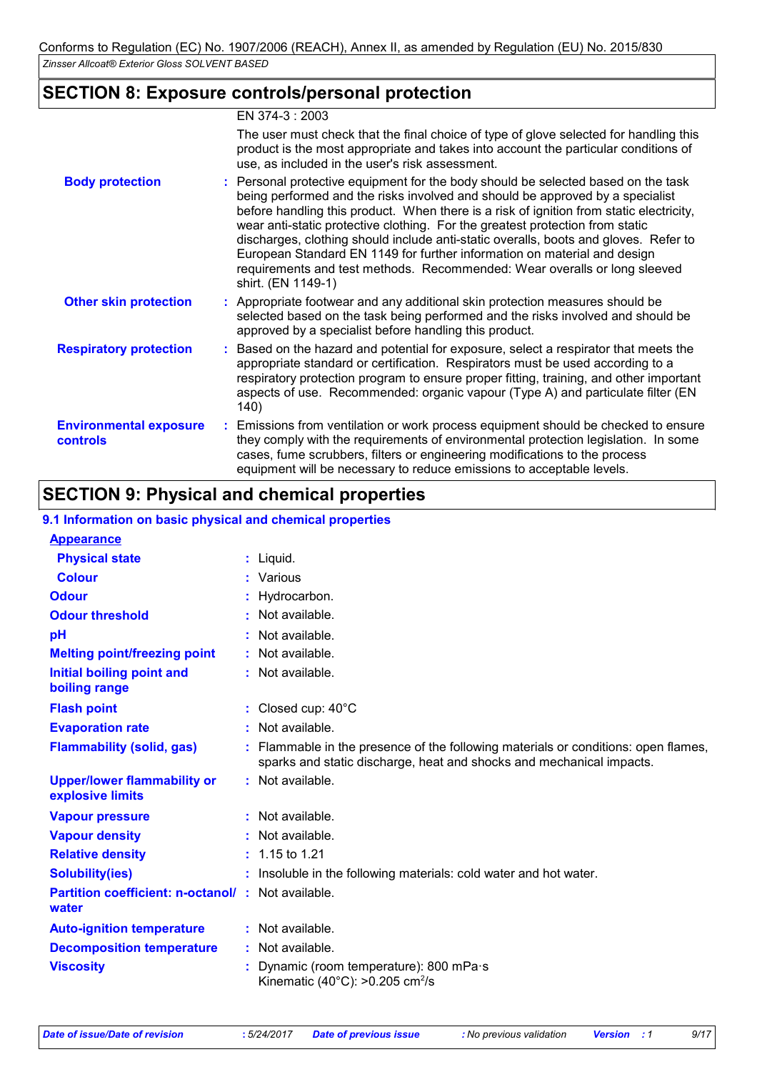## SECTION 8: Exposure controls/personal protection

EN 374-3 : 2003

The user must check that the final choice of type of glove selected for handling this product is the most appropriate and takes into account the particular conditions of use, as included in the user's risk assessment.

**Body protection** : Personal protective equipment for the body should be selected based on the task being performed and the risks involved and should be approved by a specialist before handling this product. When there is a risk of ignition from static electricity, wear anti-static protective clothing. For the greatest protection from static discharges, clothing should include anti-static overalls, boots and gloves. Refer to European Standard EN 1149 for further information on material and design requirements and test methods. Recommended: Wear overalls or long sleeved shirt. (EN 1149-1)

**Other skin protection** : Appropriate footwear and any additional skin protection measures should be selected based on the task being performed and the risks involved and should be approved by a specialist before handling this product.

**Respiratory protection** : Based on the hazard and potential for exposure, select a respirator that meets the appropriate standard or certification. Respirators must be used according to a respiratory protection program to ensure proper fitting, training, and other important aspects of use. Recommended: organic vapour (Type A) and particulate filter (EN 140)

**Environmental exposure controls** : Emissions from ventilation or work process equipment should be checked to ensure they comply with the requirements of environmental protection legislation. In some cases, fume scrubbers, filters or engineering modifications to the process equipment will be necessary to reduce emissions to acceptable levels.

## SECTION 9: Physical and chemical properties

### 9.1 Information on basic physical and chemical properties

**Appearance**

| Property | Value |
|---|---|
| **Physical state** | Liquid. |
| **Colour** | Various |
| **Odour** | Hydrocarbon. |
| **Odour threshold** | Not available. |
| **pH** | Not available. |
| **Melting point/freezing point** | Not available. |
| **Initial boiling point and boiling range** | Not available. |
| **Flash point** | Closed cup: 40°C |
| **Evaporation rate** | Not available. |
| **Flammability (solid, gas)** | Flammable in the presence of the following materials or conditions: open flames, sparks and static discharge, heat and shocks and mechanical impacts. |
| **Upper/lower flammability or explosive limits** | Not available. |
| **Vapour pressure** | Not available. |
| **Vapour density** | Not available. |
| **Relative density** | 1.15 to 1.21 |
| **Solubility(ies)** | Insoluble in the following materials: cold water and hot water. |
| **Partition coefficient: n-octanol/water** | Not available. |
| **Auto-ignition temperature** | Not available. |
| **Decomposition temperature** | Not available. |
| **Viscosity** | Dynamic (room temperature): 800 mPa·s<br>Kinematic (40°C): >0.205 $cm^2/s$ |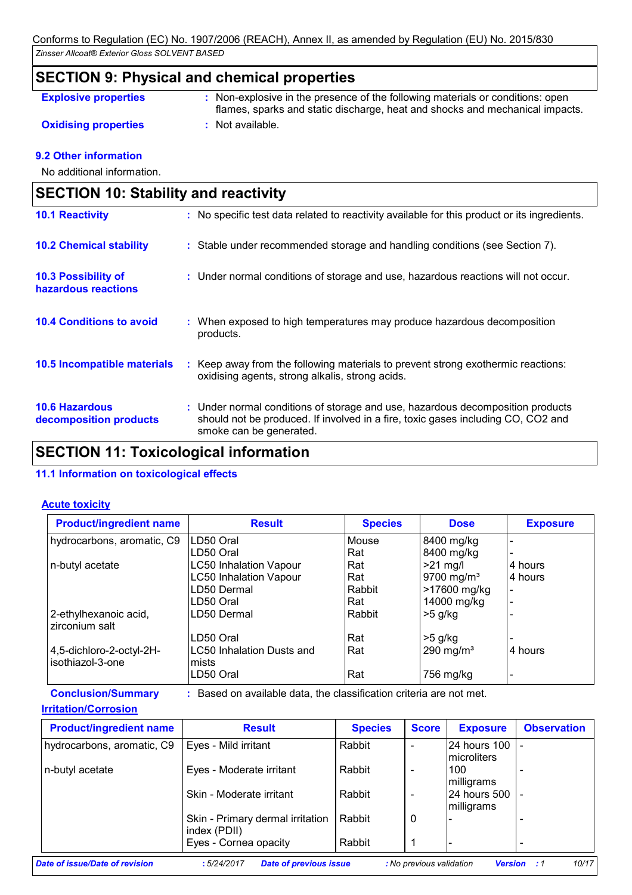## SECTION 9: Physical and chemical properties

**Explosive properties** : Non-explosive in the presence of the following materials or conditions: open flames, sparks and static discharge, heat and shocks and mechanical impacts.

**Oxidising properties** : Not available.

### 9.2 Other information

No additional information.

## SECTION 10: Stability and reactivity

**10.1 Reactivity** : No specific test data related to reactivity available for this product or its ingredients.

**10.2 Chemical stability** : Stable under recommended storage and handling conditions (see Section 7).

**10.3 Possibility of hazardous reactions** : Under normal conditions of storage and use, hazardous reactions will not occur.

**10.4 Conditions to avoid** : When exposed to high temperatures may produce hazardous decomposition products.

**10.5 Incompatible materials** : Keep away from the following materials to prevent strong exothermic reactions: oxidising agents, strong alkalis, strong acids.

**10.6 Hazardous decomposition products** : Under normal conditions of storage and use, hazardous decomposition products should not be produced. If involved in a fire, toxic gases including CO, CO2 and smoke can be generated.

## SECTION 11: Toxicological information

### 11.1 Information on toxicological effects

**Acute toxicity**

| Product/ingredient name | Result | Species | Dose | Exposure |
|---|---|---|---|---|
| hydrocarbons, aromatic, C9 | LD50 Oral | Mouse | 8400 mg/kg | - |
| | LD50 Oral | Rat | 8400 mg/kg | - |
| n-butyl acetate | LC50 Inhalation Vapour | Rat | >21 mg/l | 4 hours |
| | LC50 Inhalation Vapour | Rat | 9700 mg/m³ | 4 hours |
| | LD50 Dermal | Rabbit | >17600 mg/kg | - |
| | LD50 Oral | Rat | 14000 mg/kg | - |
| 2-ethylhexanoic acid, zirconium salt | LD50 Dermal | Rabbit | >5 g/kg | - |
| | LD50 Oral | Rat | >5 g/kg | - |
| 4,5-dichloro-2-octyl-2H-isothiazol-3-one | LC50 Inhalation Dusts and mists | Rat | 290 mg/m³ | 4 hours |
| | LD50 Oral | Rat | 756 mg/kg | - |

**Conclusion/Summary** : Based on available data, the classification criteria are not met.

**Irritation/Corrosion**

| Product/ingredient name | Result | Species | Score | Exposure | Observation |
|---|---|---|---|---|---|
| hydrocarbons, aromatic, C9 | Eyes - Mild irritant | Rabbit | - | 24 hours 100 microliters | - |
| n-butyl acetate | Eyes - Moderate irritant | Rabbit | - | 100 milligrams | - |
| | Skin - Moderate irritant | Rabbit | - | 24 hours 500 milligrams | - |
| | Skin - Primary dermal irritation index (PDII) | Rabbit | 0 | - | - |
| | Eyes - Cornea opacity | Rabbit | 1 | - | - |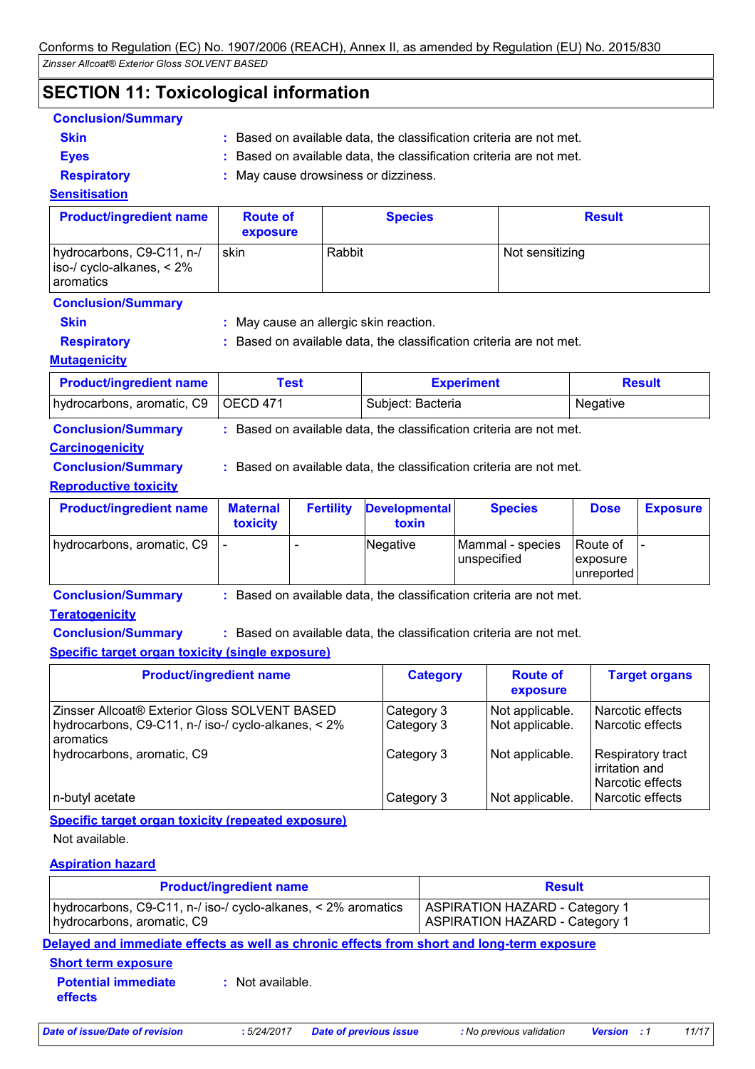## SECTION 11: Toxicological information

**Conclusion/Summary**

- **Skin** : Based on available data, the classification criteria are not met.
- **Eyes** : Based on available data, the classification criteria are not met.
- **Respiratory** : May cause drowsiness or dizziness.

### Sensitisation

| Product/ingredient name | Route of exposure | Species | Result |
|---|---|---|---|
| hydrocarbons, C9-C11, n-/ iso-/ cyclo-alkanes, < 2% aromatics | skin | Rabbit | Not sensitizing |

**Conclusion/Summary**

- **Skin** : May cause an allergic skin reaction.
- **Respiratory** : Based on available data, the classification criteria are not met.

### Mutagenicity

| Product/ingredient name | Test | Experiment | Result |
|---|---|---|---|
| hydrocarbons, aromatic, C9 | OECD 471 | Subject: Bacteria | Negative |

**Conclusion/Summary** : Based on available data, the classification criteria are not met.

### Carcinogenicity

**Conclusion/Summary** : Based on available data, the classification criteria are not met.

### Reproductive toxicity

| Product/ingredient name | Maternal toxicity | Fertility | Developmental toxin | Species | Dose | Exposure |
|---|---|---|---|---|---|---|
| hydrocarbons, aromatic, C9 | - | - | Negative | Mammal - species unspecified | Route of exposure unreported | - |

**Conclusion/Summary** : Based on available data, the classification criteria are not met.

### Teratogenicity

**Conclusion/Summary** : Based on available data, the classification criteria are not met.

### Specific target organ toxicity (single exposure)

| Product/ingredient name | Category | Route of exposure | Target organs |
|---|---|---|---|
| Zinsser Allcoat® Exterior Gloss SOLVENT BASED | Category 3 | Not applicable. | Narcotic effects |
| hydrocarbons, C9-C11, n-/ iso-/ cyclo-alkanes, < 2% aromatics | Category 3 | Not applicable. | Narcotic effects |
| hydrocarbons, aromatic, C9 | Category 3 | Not applicable. | Respiratory tract irritation and Narcotic effects |
| n-butyl acetate | Category 3 | Not applicable. | Narcotic effects |

### Specific target organ toxicity (repeated exposure)

Not available.

### Aspiration hazard

| Product/ingredient name | Result |
|---|---|
| hydrocarbons, C9-C11, n-/ iso-/ cyclo-alkanes, < 2% aromatics | ASPIRATION HAZARD - Category 1 |
| hydrocarbons, aromatic, C9 | ASPIRATION HAZARD - Category 1 |

### Delayed and immediate effects as well as chronic effects from short and long-term exposure

#### Short term exposure

**Potential immediate effects** : Not available.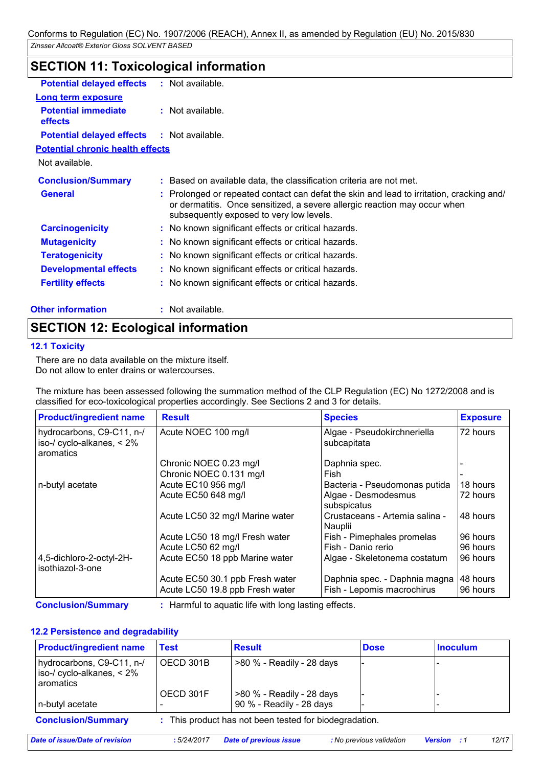## SECTION 11: Toxicological information

**Potential delayed effects** : Not available.

**Long term exposure**

**Potential immediate effects** : Not available.

**Potential delayed effects** : Not available.

**Potential chronic health effects**

Not available.

**Conclusion/Summary** : Based on available data, the classification criteria are not met.

**General** : Prolonged or repeated contact can defat the skin and lead to irritation, cracking and/ or dermatitis. Once sensitized, a severe allergic reaction may occur when subsequently exposed to very low levels.

**Carcinogenicity** : No known significant effects or critical hazards.

**Mutagenicity** : No known significant effects or critical hazards.

**Teratogenicity** : No known significant effects or critical hazards.

**Developmental effects** : No known significant effects or critical hazards.

**Fertility effects** : No known significant effects or critical hazards.

**Other information** : Not available.

## SECTION 12: Ecological information

### 12.1 Toxicity

There are no data available on the mixture itself.
Do not allow to enter drains or watercourses.

The mixture has been assessed following the summation method of the CLP Regulation (EC) No 1272/2008 and is classified for eco-toxicological properties accordingly. See Sections 2 and 3 for details.

| Product/ingredient name | Result | Species | Exposure |
|---|---|---|---|
| hydrocarbons, C9-C11, n-/ iso-/ cyclo-alkanes, < 2% aromatics | Acute NOEC 100 mg/l | Algae - Pseudokirchneriella subcapitata | 72 hours |
| | Chronic NOEC 0.23 mg/l | Daphnia spec. | - |
| | Chronic NOEC 0.131 mg/l | Fish | - |
| n-butyl acetate | Acute EC10 956 mg/l | Bacteria - Pseudomonas putida | 18 hours |
| | Acute EC50 648 mg/l | Algae - Desmodesmus subspicatus | 72 hours |
| | Acute LC50 32 mg/l Marine water | Crustaceans - Artemia salina - Nauplii | 48 hours |
| | Acute LC50 18 mg/l Fresh water | Fish - Pimephales promelas | 96 hours |
| | Acute LC50 62 mg/l | Fish - Danio rerio | 96 hours |
| 4,5-dichloro-2-octyl-2H-isothiazol-3-one | Acute EC50 18 ppb Marine water | Algae - Skeletonema costatum | 96 hours |
| | Acute EC50 30.1 ppb Fresh water | Daphnia spec. - Daphnia magna | 48 hours |
| | Acute LC50 19.8 ppb Fresh water | Fish - Lepomis macrochirus | 96 hours |

**Conclusion/Summary** : Harmful to aquatic life with long lasting effects.

### 12.2 Persistence and degradability

| Product/ingredient name | Test | Result | Dose | Inoculum |
|---|---|---|---|---|
| hydrocarbons, C9-C11, n-/ iso-/ cyclo-alkanes, < 2% aromatics | OECD 301B | >80 % - Readily - 28 days | - | - |
| | OECD 301F | >80 % - Readily - 28 days | - | - |
| n-butyl acetate | - | 90 % - Readily - 28 days | - | - |

**Conclusion/Summary** : This product has not been tested for biodegradation.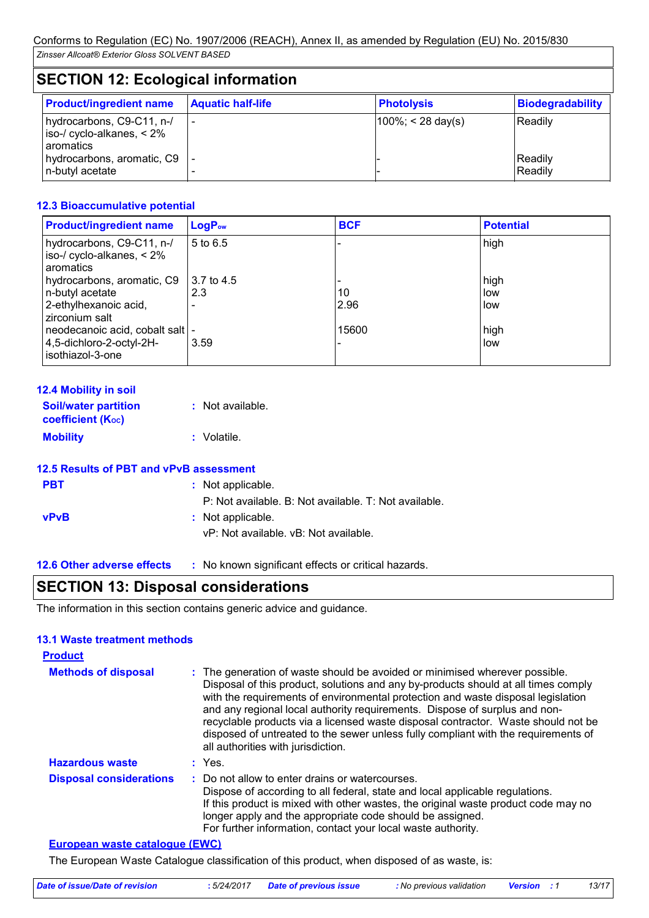## SECTION 12: Ecological information

| Product/ingredient name | Aquatic half-life | Photolysis | Biodegradability |
|---|---|---|---|
| hydrocarbons, C9-C11, n-/ iso-/ cyclo-alkanes, < 2% aromatics | - | 100%; < 28 day(s) | Readily |
| hydrocarbons, aromatic, C9 | - | - | Readily |
| n-butyl acetate | - | - | Readily |

### 12.3 Bioaccumulative potential

| Product/ingredient name | $LogP_{ow}$ | BCF | Potential |
|---|---|---|---|
| hydrocarbons, C9-C11, n-/ iso-/ cyclo-alkanes, < 2% aromatics | 5 to 6.5 | - | high |
| hydrocarbons, aromatic, C9 | 3.7 to 4.5 | - | high |
| n-butyl acetate | 2.3 | 10 | low |
| 2-ethylhexanoic acid, zirconium salt | - | 2.96 | low |
| neodecanoic acid, cobalt salt | - | 15600 | high |
| 4,5-dichloro-2-octyl-2H-isothiazol-3-one | 3.59 | - | low |

### 12.4 Mobility in soil

**Soil/water partition coefficient ($K_{OC}$)** : Not available.

**Mobility** : Volatile.

### 12.5 Results of PBT and vPvB assessment

**PBT** : Not applicable.
P: Not available. B: Not available. T: Not available.

**vPvB** : Not applicable.
vP: Not available. vB: Not available.

### 12.6 Other adverse effects

: No known significant effects or critical hazards.

## SECTION 13: Disposal considerations

The information in this section contains generic advice and guidance.

### 13.1 Waste treatment methods

**Product**

**Methods of disposal** : The generation of waste should be avoided or minimised wherever possible. Disposal of this product, solutions and any by-products should at all times comply with the requirements of environmental protection and waste disposal legislation and any regional local authority requirements. Dispose of surplus and non-recyclable products via a licensed waste disposal contractor. Waste should not be disposed of untreated to the sewer unless fully compliant with the requirements of all authorities with jurisdiction.

**Hazardous waste** : Yes.

**Disposal considerations** : Do not allow to enter drains or watercourses.
Dispose of according to all federal, state and local applicable regulations.
If this product is mixed with other wastes, the original waste product code may no longer apply and the appropriate code should be assigned.
For further information, contact your local waste authority.

**European waste catalogue (EWC)**

The European Waste Catalogue classification of this product, when disposed of as waste, is: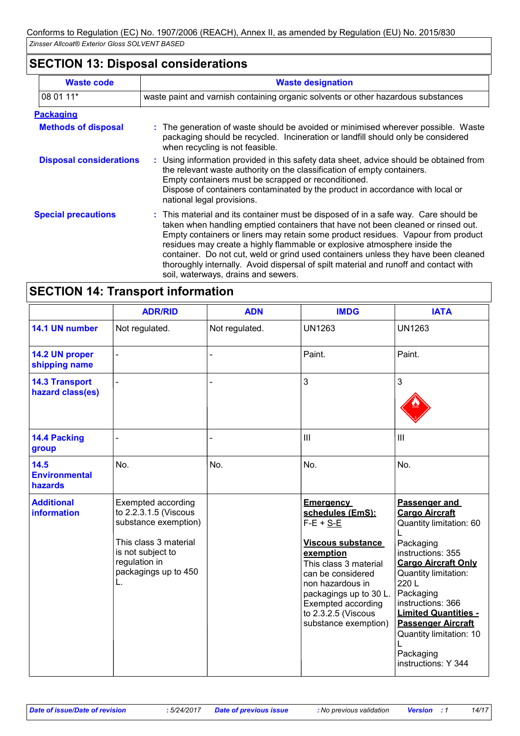## SECTION 13: Disposal considerations

| Waste code | Waste designation |
|---|---|
| 08 01 11* | waste paint and varnish containing organic solvents or other hazardous substances |

**Packaging**

**Methods of disposal** : The generation of waste should be avoided or minimised wherever possible. Waste packaging should be recycled. Incineration or landfill should only be considered when recycling is not feasible.

**Disposal considerations** : Using information provided in this safety data sheet, advice should be obtained from the relevant waste authority on the classification of empty containers. Empty containers must be scrapped or reconditioned. Dispose of containers contaminated by the product in accordance with local or national legal provisions.

**Special precautions** : This material and its container must be disposed of in a safe way. Care should be taken when handling emptied containers that have not been cleaned or rinsed out. Empty containers or liners may retain some product residues. Vapour from product residues may create a highly flammable or explosive atmosphere inside the container. Do not cut, weld or grind used containers unless they have been cleaned thoroughly internally. Avoid dispersal of spilt material and runoff and contact with soil, waterways, drains and sewers.

## SECTION 14: Transport information

| | ADR/RID | ADN | IMDG | IATA |
|---|---|---|---|---|
| **14.1 UN number** | Not regulated. | Not regulated. | UN1263 | UN1263 |
| **14.2 UN proper shipping name** | - | - | Paint. | Paint. |
| **14.3 Transport hazard class(es)** | - | - | 3 | 3 |
| **14.4 Packing group** | - | - | III | III |
| **14.5 Environmental hazards** | No. | No. | No. | No. |
| **Additional information** | Exempted according to 2.2.3.1.5 (Viscous substance exemption)<br><br>This class 3 material is not subject to regulation in packagings up to 450 L. | | **Emergency schedules (EmS):** F-E + S-E<br><br>**Viscous substance exemption** This class 3 material can be considered non hazardous in packagings up to 30 L. Exempted according to 2.3.2.5 (Viscous substance exemption) | **Passenger and Cargo Aircraft** Quantity limitation: 60 L Packaging instructions: 355 **Cargo Aircraft Only** Quantity limitation: 220 L Packaging instructions: 366 **Limited Quantities - Passenger Aircraft** Quantity limitation: 10 L Packaging instructions: Y 344 |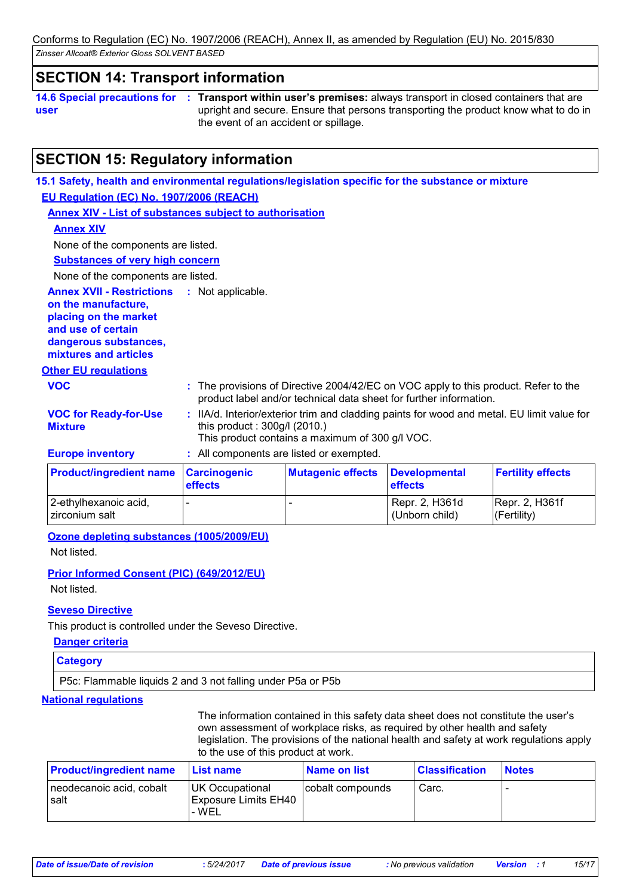## SECTION 14: Transport information

**14.6 Special precautions for user** : **Transport within user's premises:** always transport in closed containers that are upright and secure. Ensure that persons transporting the product know what to do in the event of an accident or spillage.

## SECTION 15: Regulatory information

### 15.1 Safety, health and environmental regulations/legislation specific for the substance or mixture

**EU Regulation (EC) No. 1907/2006 (REACH)**

**Annex XIV - List of substances subject to authorisation**

**Annex XIV**

None of the components are listed.

**Substances of very high concern**

None of the components are listed.

**Annex XVII - Restrictions on the manufacture, placing on the market and use of certain dangerous substances, mixtures and articles** : Not applicable.

**Other EU regulations**

**VOC** : The provisions of Directive 2004/42/EC on VOC apply to this product. Refer to the product label and/or technical data sheet for further information.

**VOC for Ready-for-Use Mixture** : IIA/d. Interior/exterior trim and cladding paints for wood and metal. EU limit value for this product : 300g/l (2010.)
This product contains a maximum of 300 g/l VOC.

**Europe inventory** : All components are listed or exempted.

| Product/ingredient name | Carcinogenic effects | Mutagenic effects | Developmental effects | Fertility effects |
|---|---|---|---|---|
| 2-ethylhexanoic acid, zirconium salt | - | - | Repr. 2, H361d (Unborn child) | Repr. 2, H361f (Fertility) |

**Ozone depleting substances (1005/2009/EU)**

Not listed.

**Prior Informed Consent (PIC) (649/2012/EU)**

Not listed.

**Seveso Directive**

This product is controlled under the Seveso Directive.

**Danger criteria**

| Category |
|---|
| P5c: Flammable liquids 2 and 3 not falling under P5a or P5b |

**National regulations**

The information contained in this safety data sheet does not constitute the user's own assessment of workplace risks, as required by other health and safety legislation. The provisions of the national health and safety at work regulations apply to the use of this product at work.

| Product/ingredient name | List name | Name on list | Classification | Notes |
|---|---|---|---|---|
| neodecanoic acid, cobalt salt | UK Occupational Exposure Limits EH40 - WEL | cobalt compounds | Carc. | - |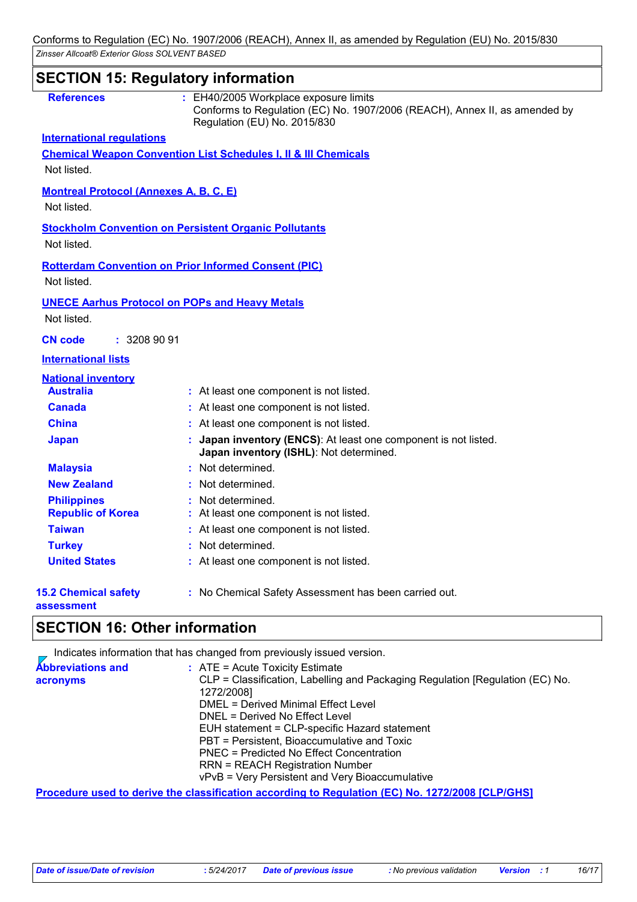## SECTION 15: Regulatory information

**References** : EH40/2005 Workplace exposure limits
Conforms to Regulation (EC) No. 1907/2006 (REACH), Annex II, as amended by Regulation (EU) No. 2015/830

**International regulations**

**Chemical Weapon Convention List Schedules I, II & III Chemicals**

Not listed.

**Montreal Protocol (Annexes A, B, C, E)**

Not listed.

**Stockholm Convention on Persistent Organic Pollutants**

Not listed.

**Rotterdam Convention on Prior Informed Consent (PIC)**

Not listed.

**UNECE Aarhus Protocol on POPs and Heavy Metals**

Not listed.

**CN code** : 3208 90 91

**International lists**

**National inventory**

| | |
|---|---|
| **Australia** | : At least one component is not listed. |
| **Canada** | : At least one component is not listed. |
| **China** | : At least one component is not listed. |
| **Japan** | : **Japan inventory (ENCS)**: At least one component is not listed. **Japan inventory (ISHL)**: Not determined. |
| **Malaysia** | : Not determined. |
| **New Zealand** | : Not determined. |
| **Philippines** | : Not determined. |
| **Republic of Korea** | : At least one component is not listed. |
| **Taiwan** | : At least one component is not listed. |
| **Turkey** | : Not determined. |
| **United States** | : At least one component is not listed. |

**15.2 Chemical safety assessment** : No Chemical Safety Assessment has been carried out.

## SECTION 16: Other information

Indicates information that has changed from previously issued version.

**Abbreviations and acronyms** : ATE = Acute Toxicity Estimate
CLP = Classification, Labelling and Packaging Regulation [Regulation (EC) No. 1272/2008]
DMEL = Derived Minimal Effect Level
DNEL = Derived No Effect Level
EUH statement = CLP-specific Hazard statement
PBT = Persistent, Bioaccumulative and Toxic
PNEC = Predicted No Effect Concentration
RRN = REACH Registration Number
vPvB = Very Persistent and Very Bioaccumulative

**Procedure used to derive the classification according to Regulation (EC) No. 1272/2008 [CLP/GHS]**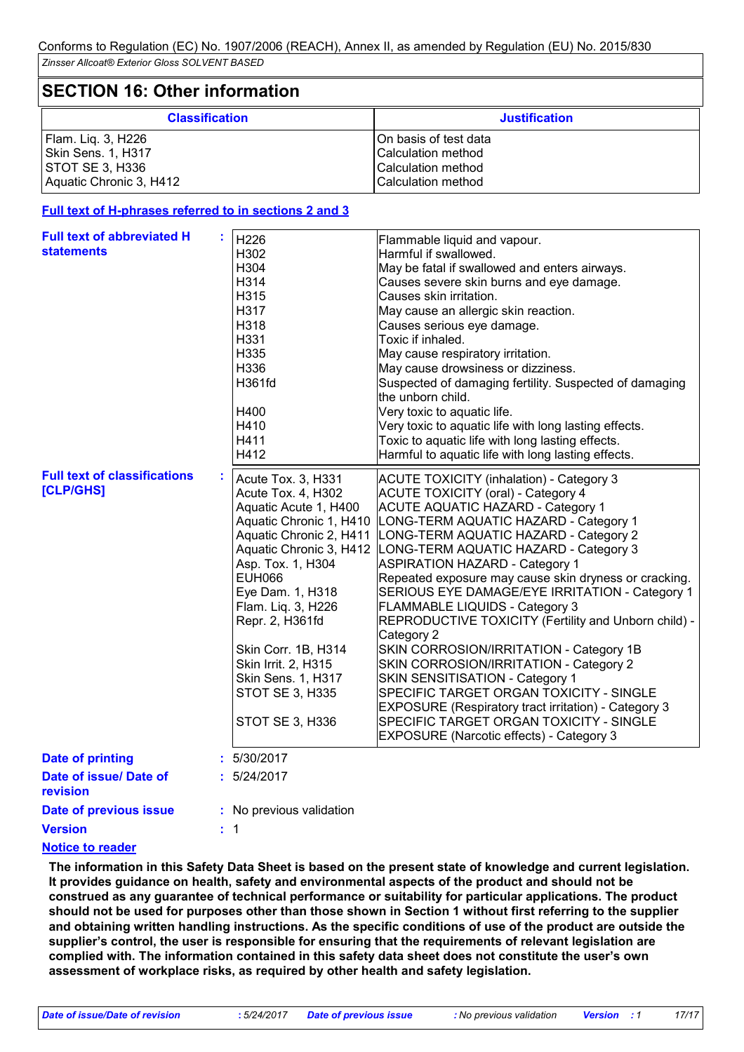## SECTION 16: Other information

| Classification | Justification |
| --- | --- |
| Flam. Liq. 3, H226 | On basis of test data |
| Skin Sens. 1, H317 | Calculation method |
| STOT SE 3, H336 | Calculation method |
| Aquatic Chronic 3, H412 | Calculation method |

**Full text of H-phrases referred to in sections 2 and 3**

**Full text of abbreviated H statements** :

| | |
| --- | --- |
| H226 | Flammable liquid and vapour. |
| H302 | Harmful if swallowed. |
| H304 | May be fatal if swallowed and enters airways. |
| H314 | Causes severe skin burns and eye damage. |
| H315 | Causes skin irritation. |
| H317 | May cause an allergic skin reaction. |
| H318 | Causes serious eye damage. |
| H331 | Toxic if inhaled. |
| H335 | May cause respiratory irritation. |
| H336 | May cause drowsiness or dizziness. |
| H361fd | Suspected of damaging fertility. Suspected of damaging the unborn child. |
| H400 | Very toxic to aquatic life. |
| H410 | Very toxic to aquatic life with long lasting effects. |
| H411 | Toxic to aquatic life with long lasting effects. |
| H412 | Harmful to aquatic life with long lasting effects. |

**Full text of classifications [CLP/GHS]** :

| | |
| --- | --- |
| Acute Tox. 3, H331 | ACUTE TOXICITY (inhalation) - Category 3 |
| Acute Tox. 4, H302 | ACUTE TOXICITY (oral) - Category 4 |
| Aquatic Acute 1, H400 | ACUTE AQUATIC HAZARD - Category 1 |
| Aquatic Chronic 1, H410 | LONG-TERM AQUATIC HAZARD - Category 1 |
| Aquatic Chronic 2, H411 | LONG-TERM AQUATIC HAZARD - Category 2 |
| Aquatic Chronic 3, H412 | LONG-TERM AQUATIC HAZARD - Category 3 |
| Asp. Tox. 1, H304 | ASPIRATION HAZARD - Category 1 |
| EUH066 | Repeated exposure may cause skin dryness or cracking. |
| Eye Dam. 1, H318 | SERIOUS EYE DAMAGE/EYE IRRITATION - Category 1 |
| Flam. Liq. 3, H226 | FLAMMABLE LIQUIDS - Category 3 |
| Repr. 2, H361fd | REPRODUCTIVE TOXICITY (Fertility and Unborn child) - Category 2 |
| Skin Corr. 1B, H314 | SKIN CORROSION/IRRITATION - Category 1B |
| Skin Irrit. 2, H315 | SKIN CORROSION/IRRITATION - Category 2 |
| Skin Sens. 1, H317 | SKIN SENSITISATION - Category 1 |
| STOT SE 3, H335 | SPECIFIC TARGET ORGAN TOXICITY - SINGLE EXPOSURE (Respiratory tract irritation) - Category 3 |
| STOT SE 3, H336 | SPECIFIC TARGET ORGAN TOXICITY - SINGLE EXPOSURE (Narcotic effects) - Category 3 |

**Date of printing** : 5/30/2017

**Date of issue/ Date of revision** : 5/24/2017

**Date of previous issue** : No previous validation

**Version** : 1

**Notice to reader**

**The information in this Safety Data Sheet is based on the present state of knowledge and current legislation. It provides guidance on health, safety and environmental aspects of the product and should not be construed as any guarantee of technical performance or suitability for particular applications. The product should not be used for purposes other than those shown in Section 1 without first referring to the supplier and obtaining written handling instructions. As the specific conditions of use of the product are outside the supplier's control, the user is responsible for ensuring that the requirements of relevant legislation are complied with. The information contained in this safety data sheet does not constitute the user's own assessment of workplace risks, as required by other health and safety legislation.**